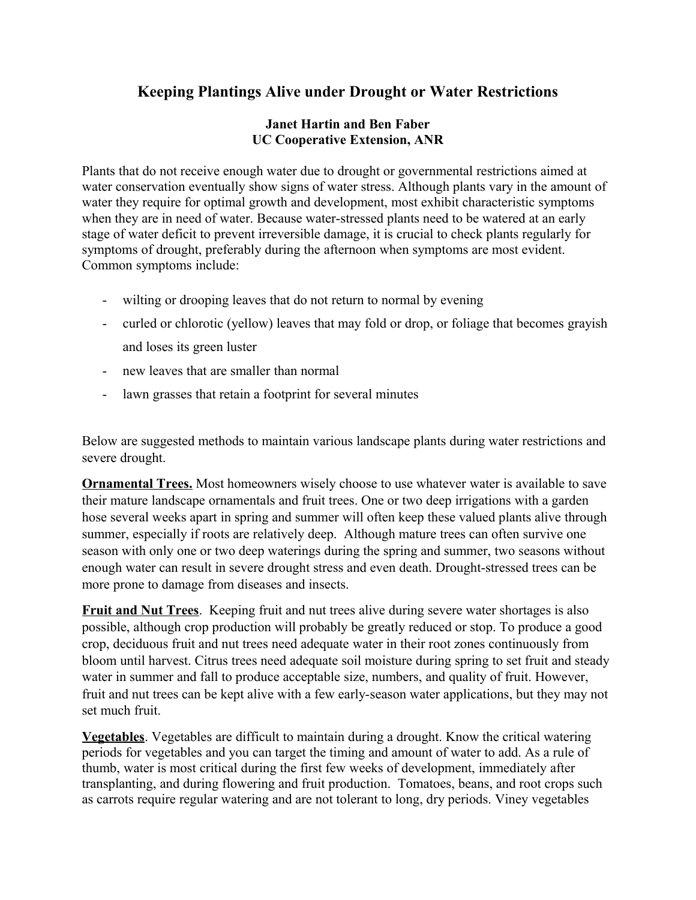# Keeping Plantings Alive under Drought or Water Restrictions

**Janet Hartin and Ben Faber**
**UC Cooperative Extension, ANR**

Plants that do not receive enough water due to drought or governmental restrictions aimed at water conservation eventually show signs of water stress. Although plants vary in the amount of water they require for optimal growth and development, most exhibit characteristic symptoms when they are in need of water. Because water-stressed plants need to be watered at an early stage of water deficit to prevent irreversible damage, it is crucial to check plants regularly for symptoms of drought, preferably during the afternoon when symptoms are most evident. Common symptoms include:

- wilting or drooping leaves that do not return to normal by evening
- curled or chlorotic (yellow) leaves that may fold or drop, or foliage that becomes grayish and loses its green luster
- new leaves that are smaller than normal
- lawn grasses that retain a footprint for several minutes

Below are suggested methods to maintain various landscape plants during water restrictions and severe drought.

**Ornamental Trees.** Most homeowners wisely choose to use whatever water is available to save their mature landscape ornamentals and fruit trees. One or two deep irrigations with a garden hose several weeks apart in spring and summer will often keep these valued plants alive through summer, especially if roots are relatively deep. Although mature trees can often survive one season with only one or two deep waterings during the spring and summer, two seasons without enough water can result in severe drought stress and even death. Drought-stressed trees can be more prone to damage from diseases and insects.

**Fruit and Nut Trees**. Keeping fruit and nut trees alive during severe water shortages is also possible, although crop production will probably be greatly reduced or stop. To produce a good crop, deciduous fruit and nut trees need adequate water in their root zones continuously from bloom until harvest. Citrus trees need adequate soil moisture during spring to set fruit and steady water in summer and fall to produce acceptable size, numbers, and quality of fruit. However, fruit and nut trees can be kept alive with a few early-season water applications, but they may not set much fruit.

**Vegetables**. Vegetables are difficult to maintain during a drought. Know the critical watering periods for vegetables and you can target the timing and amount of water to add. As a rule of thumb, water is most critical during the first few weeks of development, immediately after transplanting, and during flowering and fruit production. Tomatoes, beans, and root crops such as carrots require regular watering and are not tolerant to long, dry periods. Viney vegetables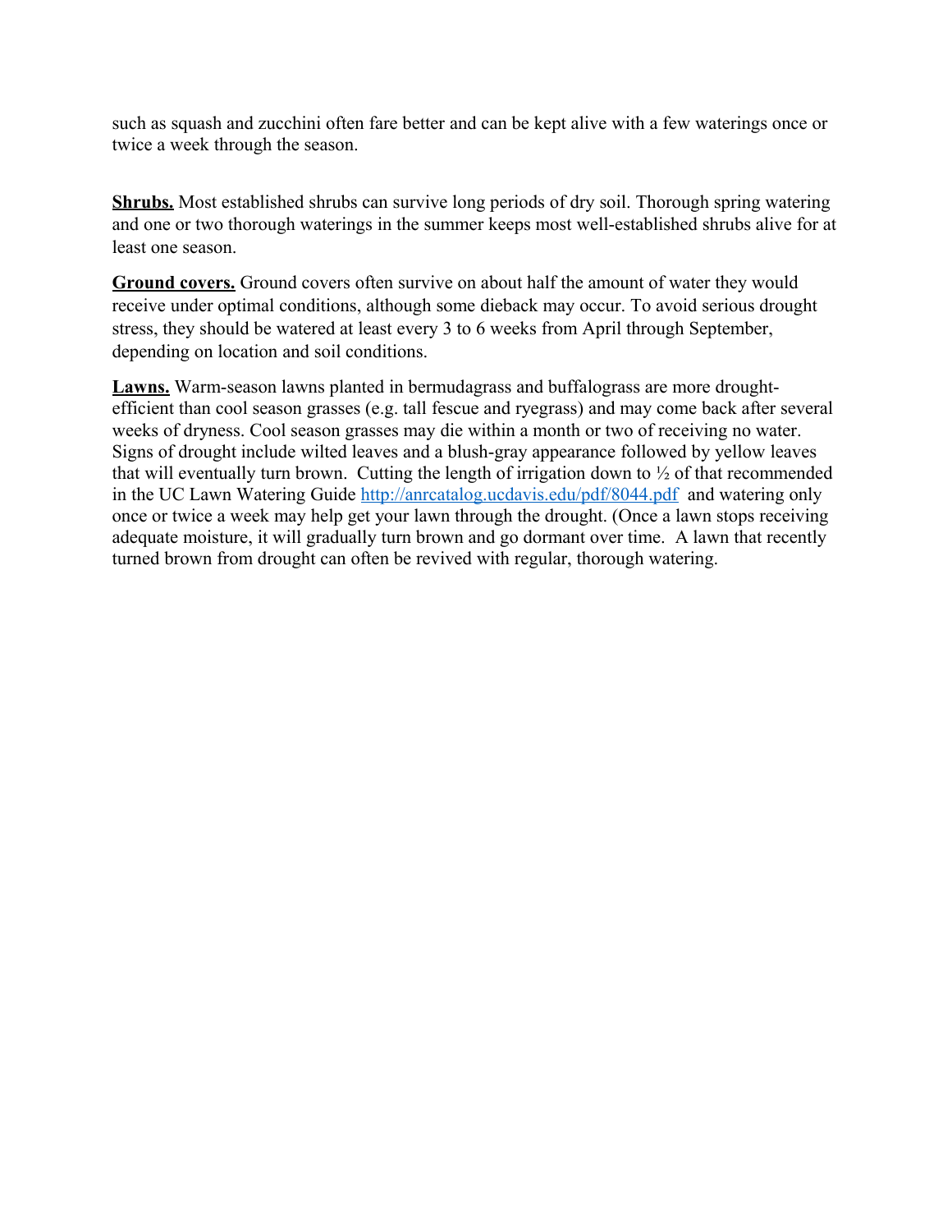such as squash and zucchini often fare better and can be kept alive with a few waterings once or twice a week through the season.

**Shrubs.** Most established shrubs can survive long periods of dry soil. Thorough spring watering and one or two thorough waterings in the summer keeps most well-established shrubs alive for at least one season.

**Ground covers.** Ground covers often survive on about half the amount of water they would receive under optimal conditions, although some dieback may occur. To avoid serious drought stress, they should be watered at least every 3 to 6 weeks from April through September, depending on location and soil conditions.

**Lawns.** Warm-season lawns planted in bermudagrass and buffalograss are more drought-efficient than cool season grasses (e.g. tall fescue and ryegrass) and may come back after several weeks of dryness. Cool season grasses may die within a month or two of receiving no water. Signs of drought include wilted leaves and a blush-gray appearance followed by yellow leaves that will eventually turn brown. Cutting the length of irrigation down to ½ of that recommended in the UC Lawn Watering Guide http://anrcatalog.ucdavis.edu/pdf/8044.pdf and watering only once or twice a week may help get your lawn through the drought. (Once a lawn stops receiving adequate moisture, it will gradually turn brown and go dormant over time. A lawn that recently turned brown from drought can often be revived with regular, thorough watering.